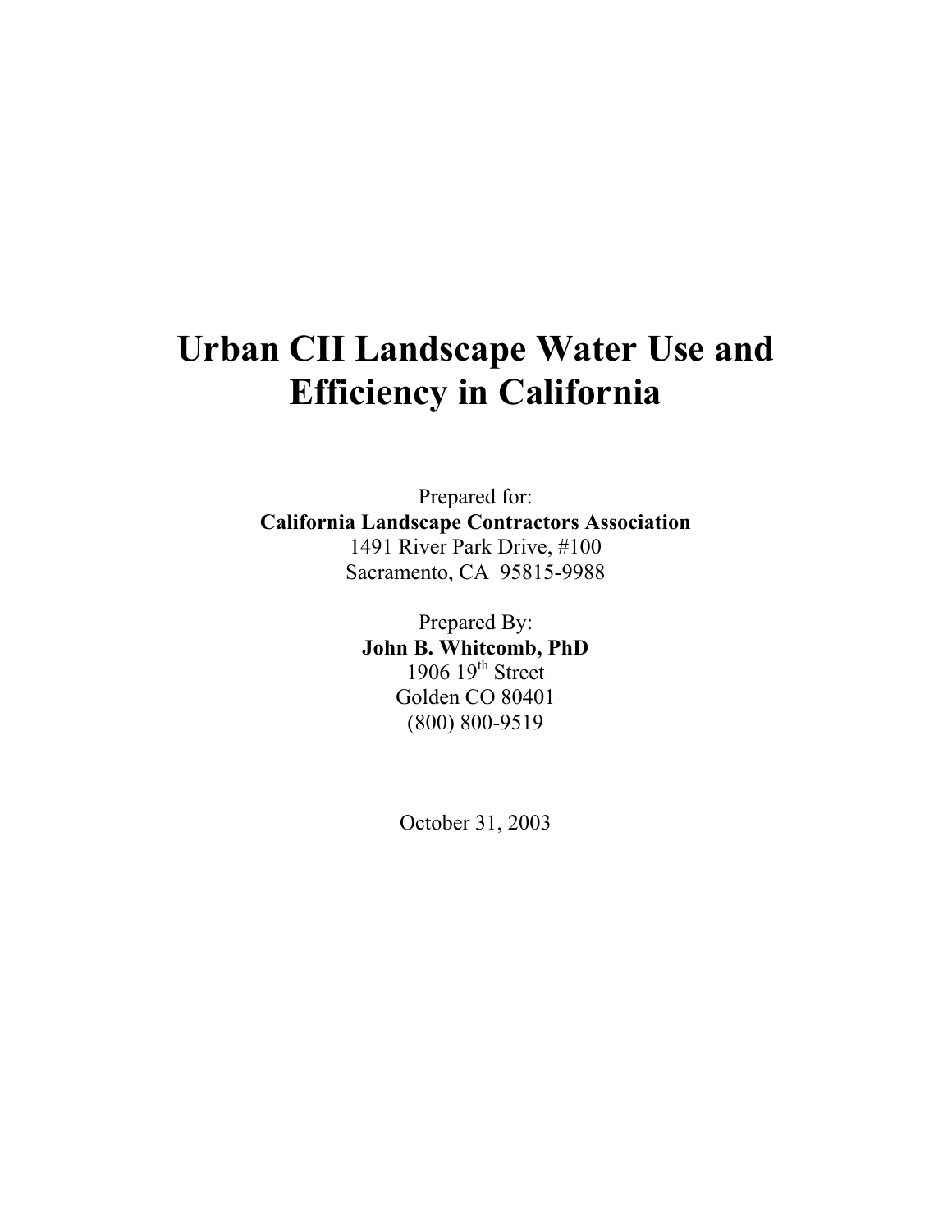# Urban CII Landscape Water Use and Efficiency in California

Prepared for:
**California Landscape Contractors Association**
1491 River Park Drive, #100
Sacramento, CA 95815-9988

Prepared By:
**John B. Whitcomb, PhD**
1906 19th Street
Golden CO 80401
(800) 800-9519

October 31, 2003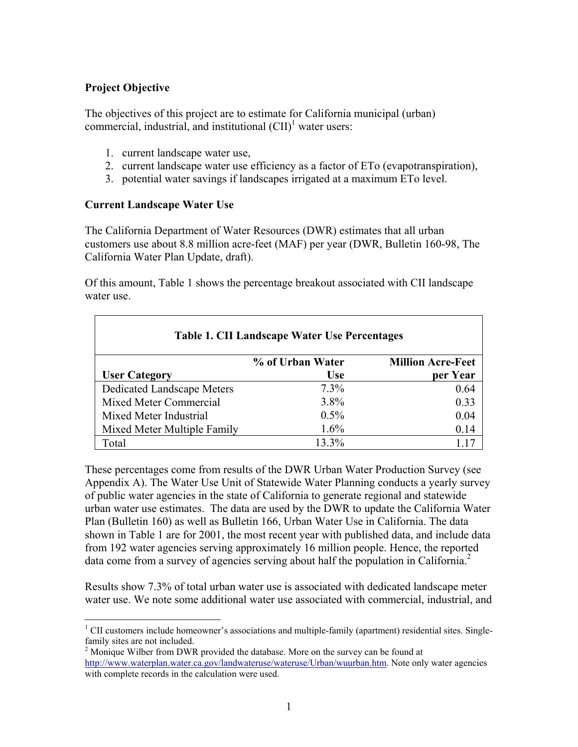**Project Objective**

The objectives of this project are to estimate for California municipal (urban) commercial, industrial, and institutional (CII)[1] water users:

1. current landscape water use,
2. current landscape water use efficiency as a factor of ETo (evapotranspiration),
3. potential water savings if landscapes irrigated at a maximum ETo level.

**Current Landscape Water Use**

The California Department of Water Resources (DWR) estimates that all urban customers use about 8.8 million acre-feet (MAF) per year (DWR, Bulletin 160-98, The California Water Plan Update, draft).

Of this amount, Table 1 shows the percentage breakout associated with CII landscape water use.

**Table 1. CII Landscape Water Use Percentages**

| User Category | % of Urban Water Use | Million Acre-Feet per Year |
|---|---|---|
| Dedicated Landscape Meters | 7.3% | 0.64 |
| Mixed Meter Commercial | 3.8% | 0.33 |
| Mixed Meter Industrial | 0.5% | 0.04 |
| Mixed Meter Multiple Family | 1.6% | 0.14 |
| Total | 13.3% | 1.17 |

These percentages come from results of the DWR Urban Water Production Survey (see Appendix A). The Water Use Unit of Statewide Water Planning conducts a yearly survey of public water agencies in the state of California to generate regional and statewide urban water use estimates. The data are used by the DWR to update the California Water Plan (Bulletin 160) as well as Bulletin 166, Urban Water Use in California. The data shown in Table 1 are for 2001, the most recent year with published data, and include data from 192 water agencies serving approximately 16 million people. Hence, the reported data come from a survey of agencies serving about half the population in California.[2]

Results show 7.3% of total urban water use is associated with dedicated landscape meter water use. We note some additional water use associated with commercial, industrial, and

[1] CII customers include homeowner's associations and multiple-family (apartment) residential sites. Single-family sites are not included.

[2] Monique Wilber from DWR provided the database. More on the survey can be found at http://www.waterplan.water.ca.gov/landwateruse/wateruse/Urban/wuurban.htm. Note only water agencies with complete records in the calculation were used.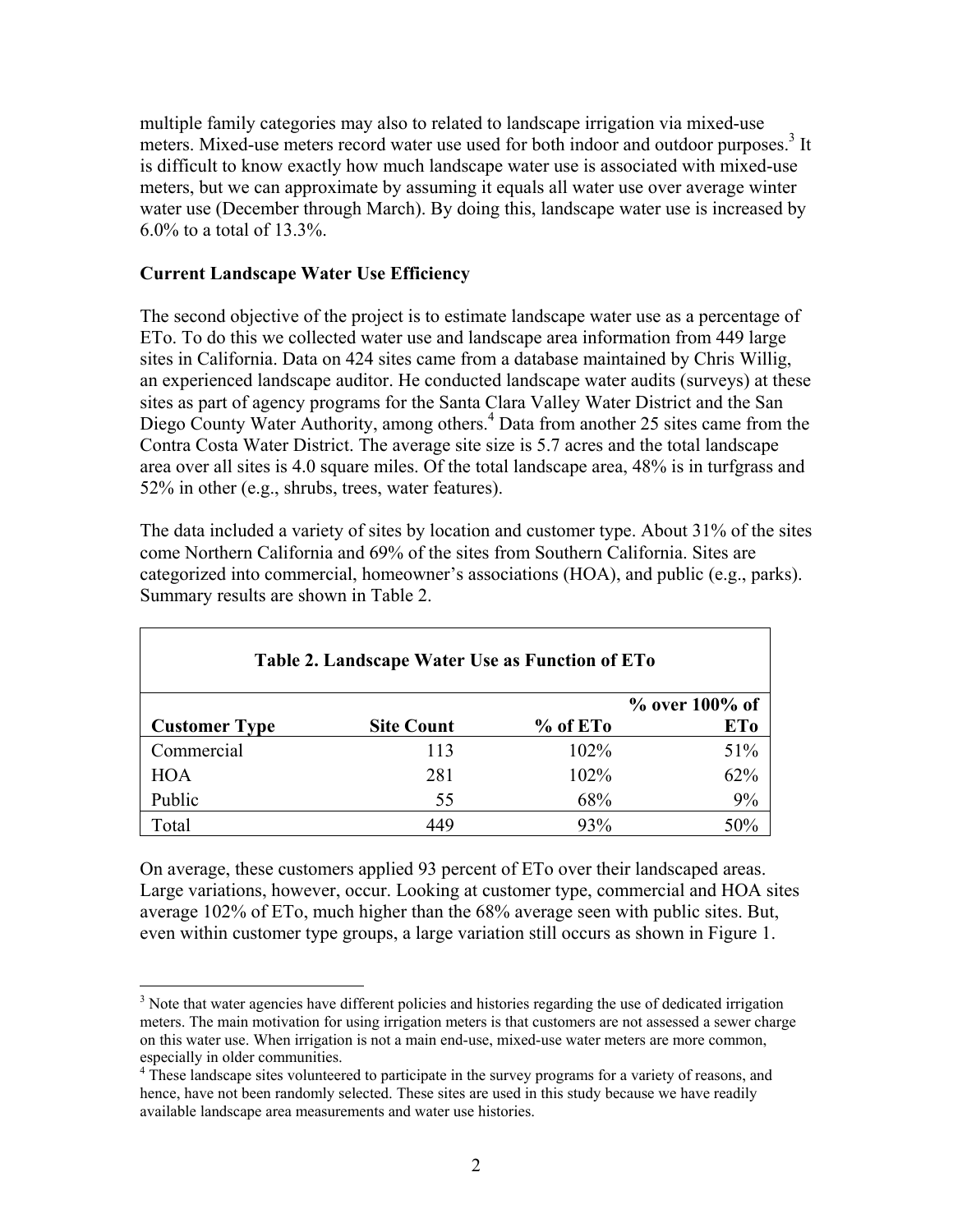multiple family categories may also to related to landscape irrigation via mixed-use meters. Mixed-use meters record water use used for both indoor and outdoor purposes.[3] It is difficult to know exactly how much landscape water use is associated with mixed-use meters, but we can approximate by assuming it equals all water use over average winter water use (December through March). By doing this, landscape water use is increased by 6.0% to a total of 13.3%.

**Current Landscape Water Use Efficiency**

The second objective of the project is to estimate landscape water use as a percentage of ETo. To do this we collected water use and landscape area information from 449 large sites in California. Data on 424 sites came from a database maintained by Chris Willig, an experienced landscape auditor. He conducted landscape water audits (surveys) at these sites as part of agency programs for the Santa Clara Valley Water District and the San Diego County Water Authority, among others.[4] Data from another 25 sites came from the Contra Costa Water District. The average site size is 5.7 acres and the total landscape area over all sites is 4.0 square miles. Of the total landscape area, 48% is in turfgrass and 52% in other (e.g., shrubs, trees, water features).

The data included a variety of sites by location and customer type. About 31% of the sites come Northern California and 69% of the sites from Southern California. Sites are categorized into commercial, homeowner's associations (HOA), and public (e.g., parks). Summary results are shown in Table 2.

**Table 2. Landscape Water Use as Function of ETo**

| Customer Type | Site Count | % of ETo | % over 100% of ETo |
|---|---|---|---|
| Commercial | 113 | 102% | 51% |
| HOA | 281 | 102% | 62% |
| Public | 55 | 68% | 9% |
| Total | 449 | 93% | 50% |

On average, these customers applied 93 percent of ETo over their landscaped areas. Large variations, however, occur. Looking at customer type, commercial and HOA sites average 102% of ETo, much higher than the 68% average seen with public sites. But, even within customer type groups, a large variation still occurs as shown in Figure 1.

[3] Note that water agencies have different policies and histories regarding the use of dedicated irrigation meters. The main motivation for using irrigation meters is that customers are not assessed a sewer charge on this water use. When irrigation is not a main end-use, mixed-use water meters are more common, especially in older communities.

[4] These landscape sites volunteered to participate in the survey programs for a variety of reasons, and hence, have not been randomly selected. These sites are used in this study because we have readily available landscape area measurements and water use histories.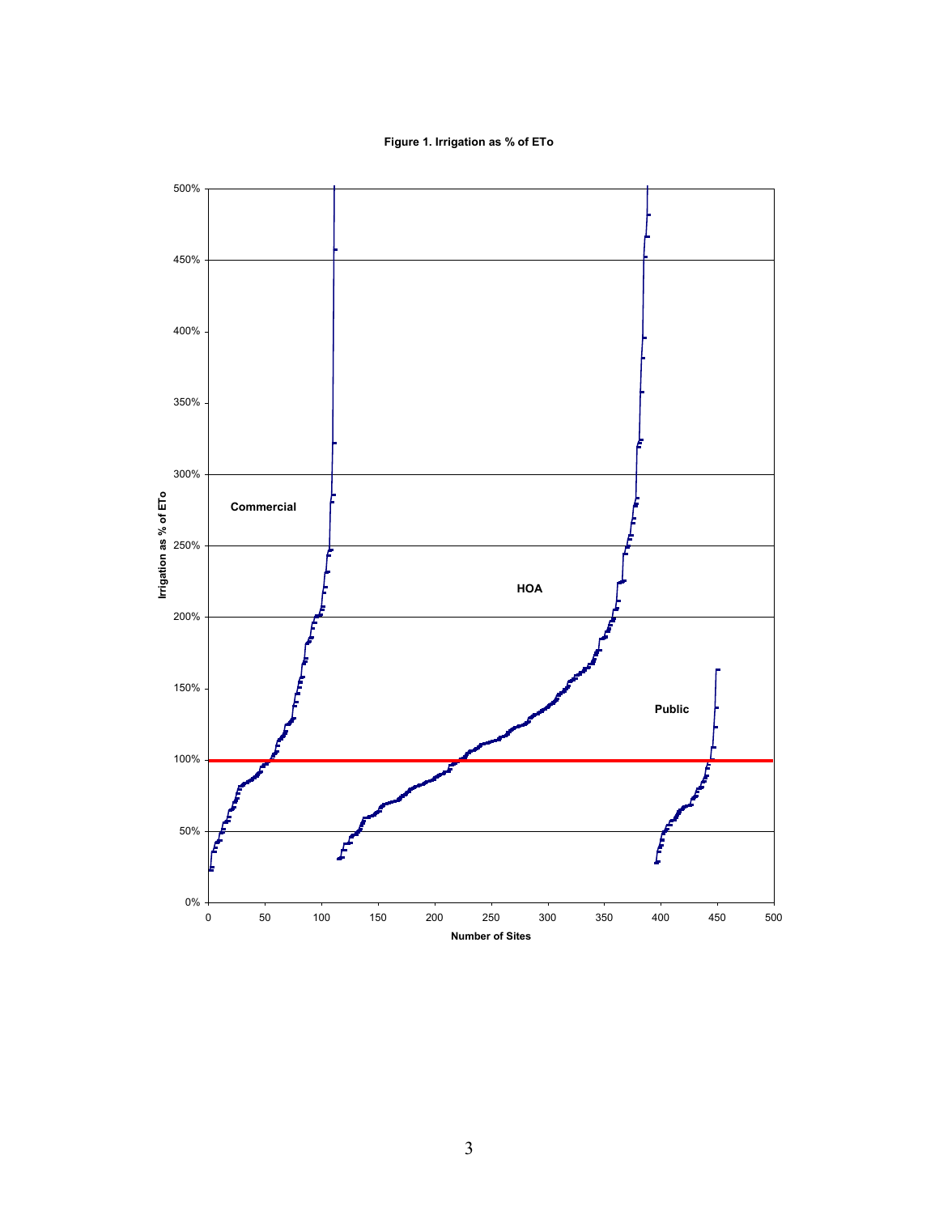**Figure 1. Irrigation as % of ETo**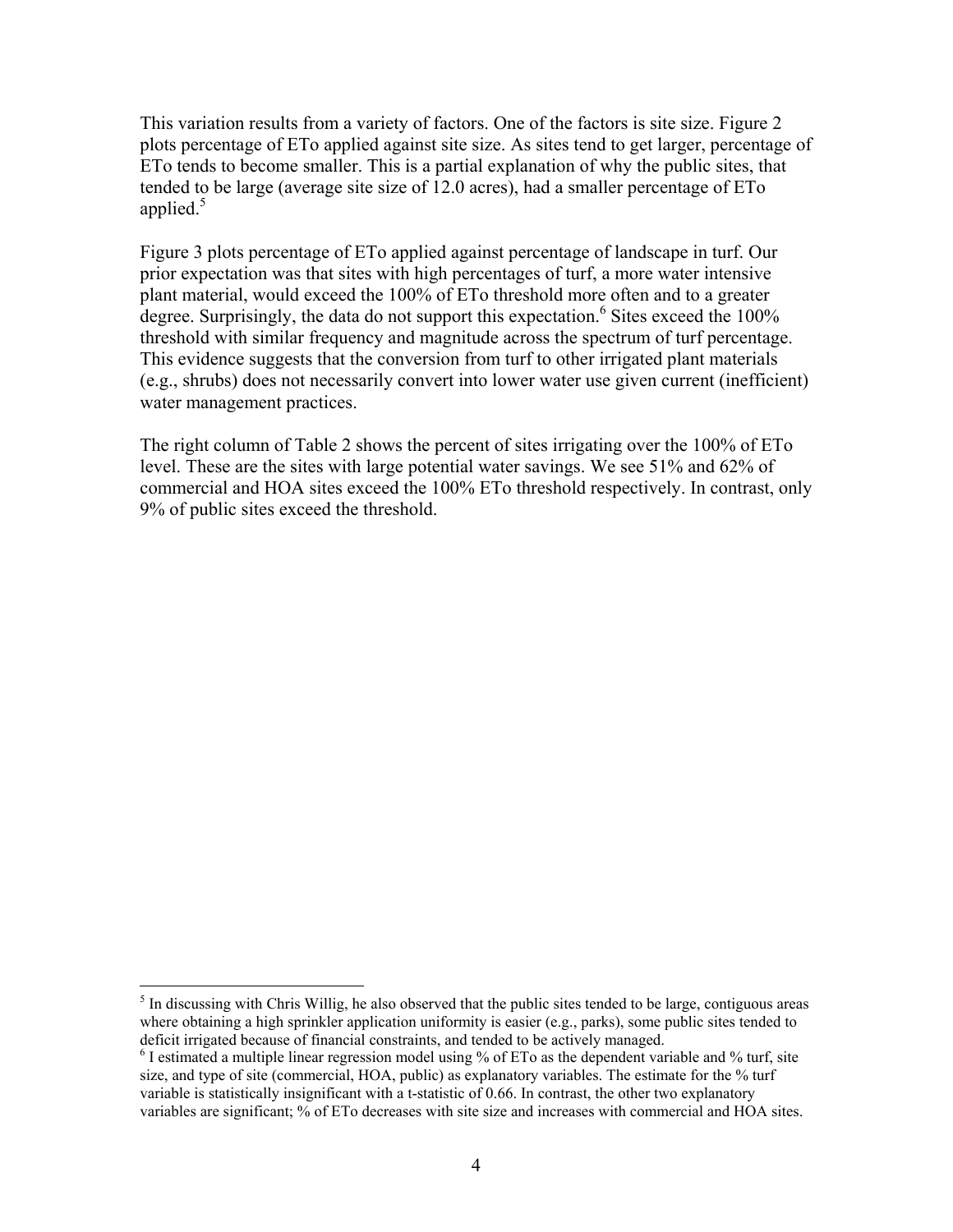This variation results from a variety of factors. One of the factors is site size. Figure 2 plots percentage of ETo applied against site size. As sites tend to get larger, percentage of ETo tends to become smaller. This is a partial explanation of why the public sites, that tended to be large (average site size of 12.0 acres), had a smaller percentage of ETo applied.[5]

Figure 3 plots percentage of ETo applied against percentage of landscape in turf. Our prior expectation was that sites with high percentages of turf, a more water intensive plant material, would exceed the 100% of ETo threshold more often and to a greater degree. Surprisingly, the data do not support this expectation.[6] Sites exceed the 100% threshold with similar frequency and magnitude across the spectrum of turf percentage. This evidence suggests that the conversion from turf to other irrigated plant materials (e.g., shrubs) does not necessarily convert into lower water use given current (inefficient) water management practices.

The right column of Table 2 shows the percent of sites irrigating over the 100% of ETo level. These are the sites with large potential water savings. We see 51% and 62% of commercial and HOA sites exceed the 100% ETo threshold respectively. In contrast, only 9% of public sites exceed the threshold.

---

[5] In discussing with Chris Willig, he also observed that the public sites tended to be large, contiguous areas where obtaining a high sprinkler application uniformity is easier (e.g., parks), some public sites tended to deficit irrigated because of financial constraints, and tended to be actively managed.

[6] I estimated a multiple linear regression model using % of ETo as the dependent variable and % turf, site size, and type of site (commercial, HOA, public) as explanatory variables. The estimate for the % turf variable is statistically insignificant with a t-statistic of 0.66. In contrast, the other two explanatory variables are significant; % of ETo decreases with site size and increases with commercial and HOA sites.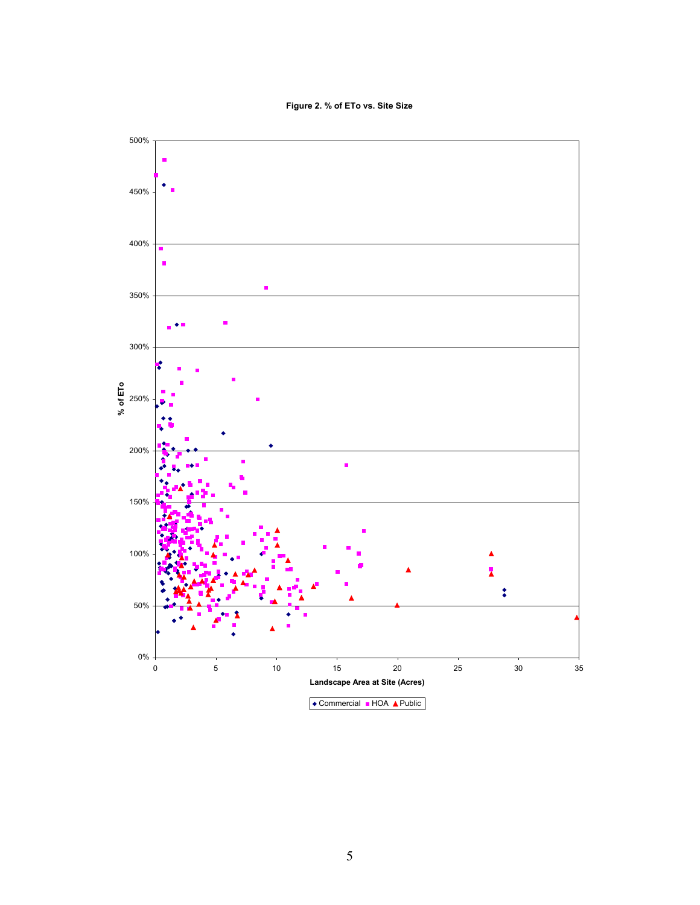**Figure 2. % of ETo vs. Site Size**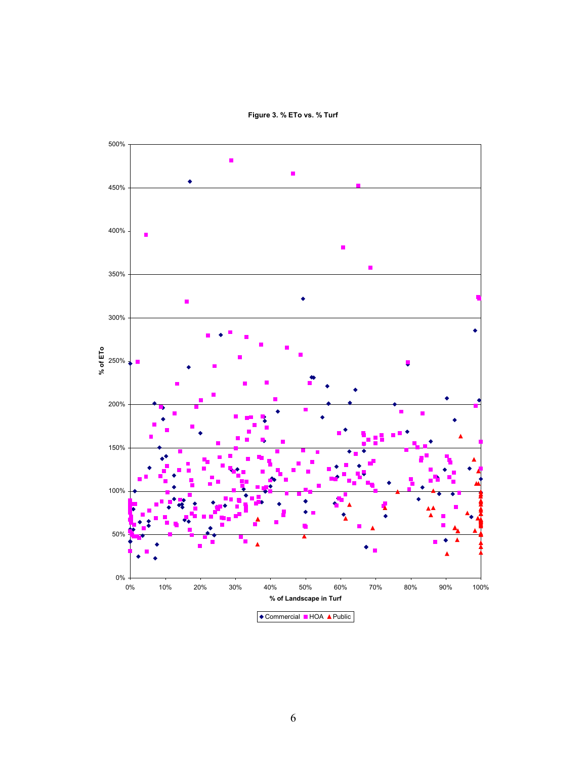**Figure 3. % ETo vs. % Turf**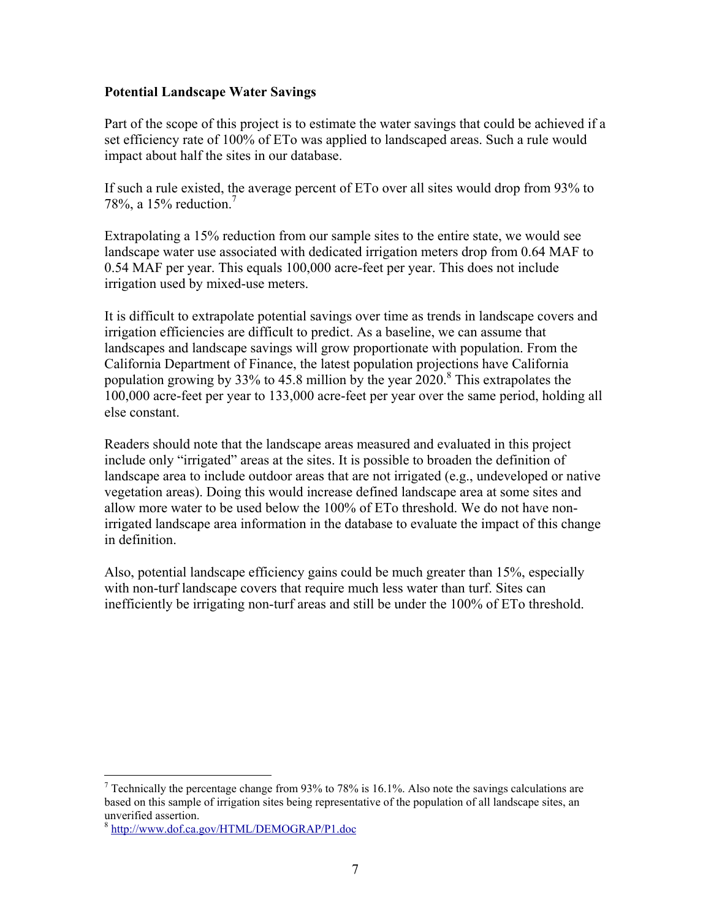**Potential Landscape Water Savings**

Part of the scope of this project is to estimate the water savings that could be achieved if a set efficiency rate of 100% of ETo was applied to landscaped areas. Such a rule would impact about half the sites in our database.

If such a rule existed, the average percent of ETo over all sites would drop from 93% to 78%, a 15% reduction.[7]

Extrapolating a 15% reduction from our sample sites to the entire state, we would see landscape water use associated with dedicated irrigation meters drop from 0.64 MAF to 0.54 MAF per year. This equals 100,000 acre-feet per year. This does not include irrigation used by mixed-use meters.

It is difficult to extrapolate potential savings over time as trends in landscape covers and irrigation efficiencies are difficult to predict. As a baseline, we can assume that landscapes and landscape savings will grow proportionate with population. From the California Department of Finance, the latest population projections have California population growing by 33% to 45.8 million by the year 2020.[8] This extrapolates the 100,000 acre-feet per year to 133,000 acre-feet per year over the same period, holding all else constant.

Readers should note that the landscape areas measured and evaluated in this project include only "irrigated" areas at the sites. It is possible to broaden the definition of landscape area to include outdoor areas that are not irrigated (e.g., undeveloped or native vegetation areas). Doing this would increase defined landscape area at some sites and allow more water to be used below the 100% of ETo threshold. We do not have non-irrigated landscape area information in the database to evaluate the impact of this change in definition.

Also, potential landscape efficiency gains could be much greater than 15%, especially with non-turf landscape covers that require much less water than turf. Sites can inefficiently be irrigating non-turf areas and still be under the 100% of ETo threshold.

---

[7] Technically the percentage change from 93% to 78% is 16.1%. Also note the savings calculations are based on this sample of irrigation sites being representative of the population of all landscape sites, an unverified assertion.

[8] http://www.dof.ca.gov/HTML/DEMOGRAP/P1.doc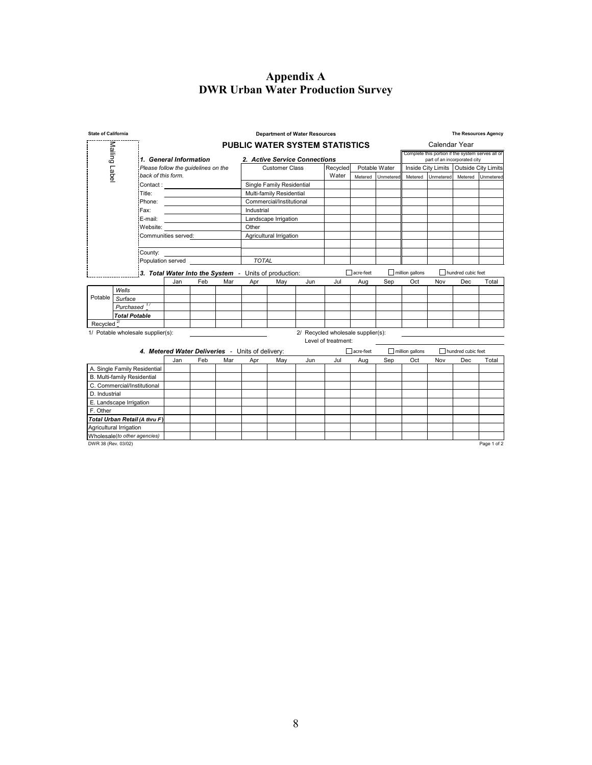# Appendix A
# DWR Urban Water Production Survey

State of California — Department of Water Resources — The Resources Agency

## PUBLIC WATER SYSTEM STATISTICS

Calendar Year

Mailing Label

**1. General Information**

*Please follow the guidelines on the back of this form.*

Contact :
Title:
Phone:
Fax:
E-mail:
Website:
Communities served:

County:
Population served

**2. Active Service Connections**

| Customer Class | Recycled Water | Potable Water | | Complete this portion if the system serves all or part of an incorporated city | | | |
|---|---|---|---|---|---|---|---|
| | | | | Inside City Limits | | Outside City Limits | |
| | | Metered | Unmetered | Metered | Unmetered | Metered | Unmetered |
| Single Family Residential | | | | | | | |
| Multi-family Residential | | | | | | | |
| Commercial/Institutional | | | | | | | |
| Industrial | | | | | | | |
| Landscape Irrigation | | | | | | | |
| Other | | | | | | | |
| Agricultural Irrigation | | | | | | | |
| | | | | | | | |
| | | | | | | | |
| *TOTAL* | | | | | | | |

**3. Total Water Into the System** - Units of production: ☐ acre-feet ☐ million gallons ☐ hundred cubic feet

| | | Jan | Feb | Mar | Apr | May | Jun | Jul | Aug | Sep | Oct | Nov | Dec | Total |
|---|---|---|---|---|---|---|---|---|---|---|---|---|---|---|
| Potable | *Wells* | | | | | | | | | | | | | |
| | *Surface* | | | | | | | | | | | | | |
| | *Purchased* 1/ | | | | | | | | | | | | | |
| | ***Total Potable*** | | | | | | | | | | | | | |
| Recycled 2/ | | | | | | | | | | | | | | |

1/ Potable wholesale supplier(s):

2/ Recycled wholesale supplier(s):

Level of treatment:

**4. Metered Water Deliveries** - Units of delivery: ☐ acre-feet ☐ million gallons ☐ hundred cubic feet

| | Jan | Feb | Mar | Apr | May | Jun | Jul | Aug | Sep | Oct | Nov | Dec | Total |
|---|---|---|---|---|---|---|---|---|---|---|---|---|---|
| A. Single Family Residential | | | | | | | | | | | | | |
| B. Multi-family Residential | | | | | | | | | | | | | |
| C. Commercial/Institutional | | | | | | | | | | | | | |
| D. Industrial | | | | | | | | | | | | | |
| E. Landscape Irrigation | | | | | | | | | | | | | |
| F. Other | | | | | | | | | | | | | |
| ***Total Urban Retail (A thru F)*** | | | | | | | | | | | | | |
| Agricultural Irrigation | | | | | | | | | | | | | |
| Wholesale(*to other agencies*) | | | | | | | | | | | | | |

DWR 38 (Rev. 03/02) — Page 1 of 2